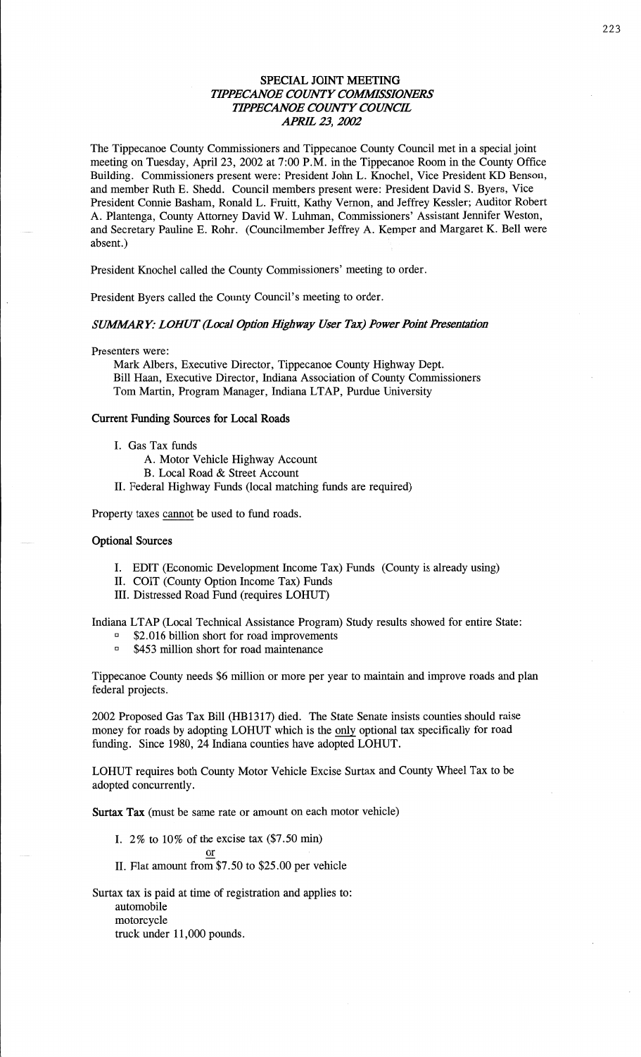# SPECIAL JOINT MEETING
## *TIPPECANOE COUNTY COMMISSIONERS*
## *TIPPECANOE COUNTY COUNCIL*
## *APRIL 23, 2002*

The Tippecanoe County Commissioners and Tippecanoe County Council met in a special joint meeting on Tuesday, April 23, 2002 at 7:00 P.M. in the Tippecanoe Room in the County Office Building. Commissioners present were: President John L. Knochel, Vice President KD Benson, and member Ruth E. Shedd. Council members present were: President David S. Byers, Vice President Connie Basham, Ronald L. Fruitt, Kathy Vernon, and Jeffrey Kessler; Auditor Robert A. Plantenga, County Attorney David W. Luhman, Commissioners' Assistant Jennifer Weston, and Secretary Pauline E. Rohr. (Councilmember Jeffrey A. Kemper and Margaret K. Bell were absent.)

President Knochel called the County Commissioners' meeting to order.

President Byers called the County Council's meeting to order.

***SUMMARY: LOHUT (Local Option Highway User Tax) Power Point Presentation***

Presenters were:

Mark Albers, Executive Director, Tippecanoe County Highway Dept.
Bill Haan, Executive Director, Indiana Association of County Commissioners
Tom Martin, Program Manager, Indiana LTAP, Purdue University

**Current Funding Sources for Local Roads**

I. Gas Tax funds
   A. Motor Vehicle Highway Account
   B. Local Road & Street Account
II. Federal Highway Funds (local matching funds are required)

Property taxes <u>cannot</u> be used to fund roads.

**Optional Sources**

I. EDIT (Economic Development Income Tax) Funds (County is already using)
II. COIT (County Option Income Tax) Funds
III. Distressed Road Fund (requires LOHUT)

Indiana LTAP (Local Technical Assistance Program) Study results showed for entire State:

- $2.016 billion short for road improvements
- $453 million short for road maintenance

Tippecanoe County needs $6 million or more per year to maintain and improve roads and plan federal projects.

2002 Proposed Gas Tax Bill (HB1317) died. The State Senate insists counties should raise money for roads by adopting LOHUT which is the <u>only</u> optional tax specifically for road funding. Since 1980, 24 Indiana counties have adopted LOHUT.

LOHUT requires both County Motor Vehicle Excise Surtax and County Wheel Tax to be adopted concurrently.

**Surtax Tax** (must be same rate or amount on each motor vehicle)

I. 2% to 10% of the excise tax ($7.50 min)

<u>or</u>

II. Flat amount from $7.50 to $25.00 per vehicle

Surtax tax is paid at time of registration and applies to:
automobile
motorcycle
truck under 11,000 pounds.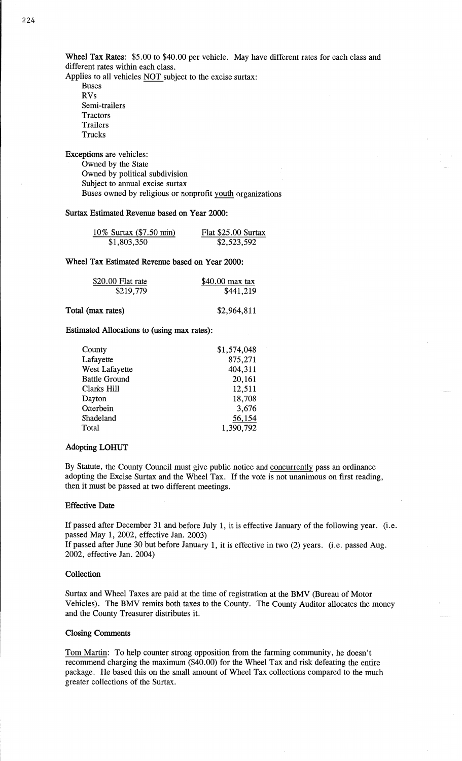**Wheel Tax Rates**: $5.00 to $40.00 per vehicle. May have different rates for each class and different rates within each class.

Applies to all vehicles NOT subject to the excise surtax:

- Buses
- RVs
- Semi-trailers
- Tractors
- Trailers
- Trucks

**Exceptions** are vehicles:

- Owned by the State
- Owned by political subdivision
- Subject to annual excise surtax
- Buses owned by religious or nonprofit youth organizations

**Surtax Estimated Revenue based on Year 2000:**

| 10% Surtax ($7.50 min) | Flat $25.00 Surtax |
|---|---|
| $1,803,350 | $2,523,592 |

**Wheel Tax Estimated Revenue based on Year 2000:**

| $20.00 Flat rate | $40.00 max tax |
|---|---|
| $219,779 | $441,219 |

**Total (max rates)** $2,964,811

**Estimated Allocations to (using max rates):**

| | |
|---|---|
| County | $1,574,048 |
| Lafayette | 875,271 |
| West Lafayette | 404,311 |
| Battle Ground | 20,161 |
| Clarks Hill | 12,511 |
| Dayton | 18,708 |
| Otterbein | 3,676 |
| Shadeland | 56,154 |
| Total | 1,390,792 |

**Adopting LOHUT**

By Statute, the County Council must give public notice and concurrently pass an ordinance adopting the Excise Surtax and the Wheel Tax. If the vote is not unanimous on first reading, then it must be passed at two different meetings.

**Effective Date**

If passed after December 31 and before July 1, it is effective January of the following year. (i.e. passed May 1, 2002, effective Jan. 2003)

If passed after June 30 but before January 1, it is effective in two (2) years. (i.e. passed Aug. 2002, effective Jan. 2004)

**Collection**

Surtax and Wheel Taxes are paid at the time of registration at the BMV (Bureau of Motor Vehicles). The BMV remits both taxes to the County. The County Auditor allocates the money and the County Treasurer distributes it.

**Closing Comments**

Tom Martin: To help counter strong opposition from the farming community, he doesn't recommend charging the maximum ($40.00) for the Wheel Tax and risk defeating the entire package. He based this on the small amount of Wheel Tax collections compared to the much greater collections of the Surtax.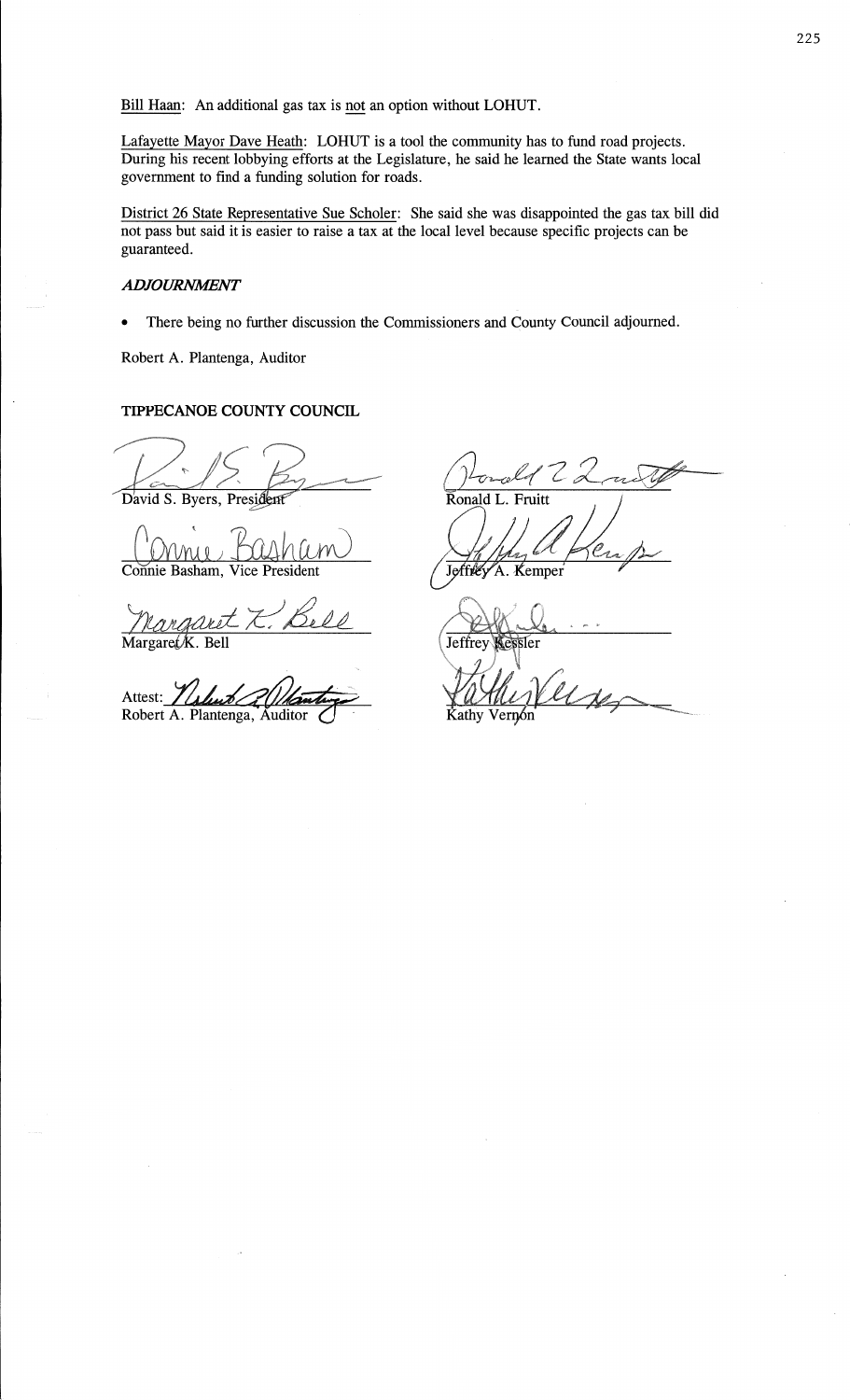Bill Haan: An additional gas tax is not an option without LOHUT.

Lafayette Mayor Dave Heath: LOHUT is a tool the community has to fund road projects. During his recent lobbying efforts at the Legislature, he said he learned the State wants local government to find a funding solution for roads.

District 26 State Representative Sue Scholer: She said she was disappointed the gas tax bill did not pass but said it is easier to raise a tax at the local level because specific projects can be guaranteed.

***ADJOURNMENT***

- There being no further discussion the Commissioners and County Council adjourned.

Robert A. Plantenga, Auditor

**TIPPECANOE COUNTY COUNCIL**

| | |
|---|---|
| David S. Byers, President | Ronald L. Fruitt |
| Connie Basham, Vice President | Jeffrey A. Kemper |
| Margaret K. Bell | Jeffrey Kessler |
| Attest: Robert A. Plantenga, Auditor | Kathy Vernon |